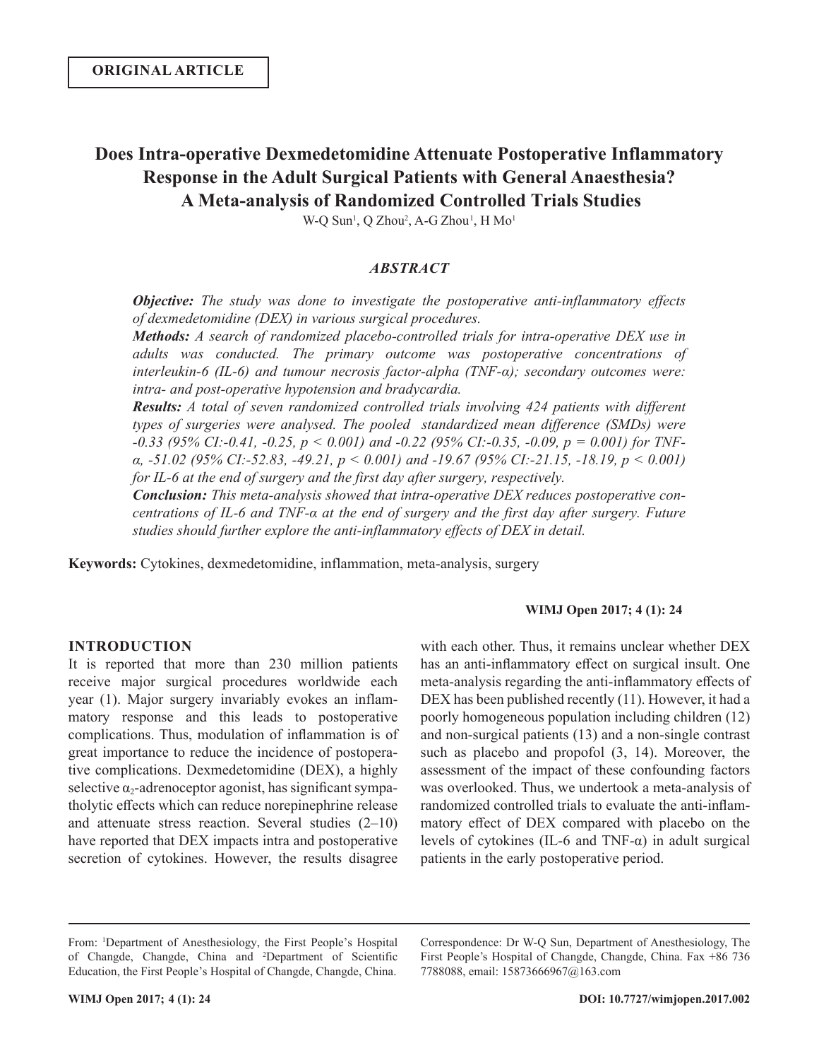**ORIGINAL ARTICLE**

# Does Intra-operative Dexmedetomidine Attenuate Postoperative Inflammatory Response in the Adult Surgical Patients with General Anaesthesia? A Meta-analysis of Randomized Controlled Trials Studies

W-Q Sun[1], Q Zhou[2], A-G Zhou[1], H Mo[1]

## *ABSTRACT*

***Objective:*** *The study was done to investigate the postoperative anti-inflammatory effects of dexmedetomidine (DEX) in various surgical procedures.*

***Methods:*** *A search of randomized placebo-controlled trials for intra-operative DEX use in adults was conducted. The primary outcome was postoperative concentrations of interleukin-6 (IL-6) and tumour necrosis factor-alpha (TNF-α); secondary outcomes were: intra- and post-operative hypotension and bradycardia.*

***Results:*** *A total of seven randomized controlled trials involving 424 patients with different types of surgeries were analysed. The pooled standardized mean difference (SMDs) were -0.33 (95% CI:-0.41, -0.25, p < 0.001) and -0.22 (95% CI:-0.35, -0.09, p = 0.001) for TNF-α, -51.02 (95% CI:-52.83, -49.21, p < 0.001) and -19.67 (95% CI:-21.15, -18.19, p < 0.001) for IL-6 at the end of surgery and the first day after surgery, respectively.*

***Conclusion:*** *This meta-analysis showed that intra-operative DEX reduces postoperative concentrations of IL-6 and TNF-α at the end of surgery and the first day after surgery. Future studies should further explore the anti-inflammatory effects of DEX in detail.*

**Keywords:** Cytokines, dexmedetomidine, inflammation, meta-analysis, surgery

**WIMJ Open 2017; 4 (1): 24**

## INTRODUCTION

It is reported that more than 230 million patients receive major surgical procedures worldwide each year (1). Major surgery invariably evokes an inflammatory response and this leads to postoperative complications. Thus, modulation of inflammation is of great importance to reduce the incidence of postoperative complications. Dexmedetomidine (DEX), a highly selective $\alpha_2$-adrenoceptor agonist, has significant sympatholytic effects which can reduce norepinephrine release and attenuate stress reaction. Several studies (2–10) have reported that DEX impacts intra and postoperative secretion of cytokines. However, the results disagree with each other. Thus, it remains unclear whether DEX has an anti-inflammatory effect on surgical insult. One meta-analysis regarding the anti-inflammatory effects of DEX has been published recently (11). However, it had a poorly homogeneous population including children (12) and non-surgical patients (13) and a non-single contrast such as placebo and propofol (3, 14). Moreover, the assessment of the impact of these confounding factors was overlooked. Thus, we undertook a meta-analysis of randomized controlled trials to evaluate the anti-inflammatory effect of DEX compared with placebo on the levels of cytokines (IL-6 and TNF-α) in adult surgical patients in the early postoperative period.

From: [1]Department of Anesthesiology, the First People's Hospital of Changde, Changde, China and [2]Department of Scientific Education, the First People's Hospital of Changde, Changde, China.

Correspondence: Dr W-Q Sun, Department of Anesthesiology, The First People's Hospital of Changde, Changde, China. Fax +86 736 7788088, email: 15873666967@163.com

DOI: 10.7727/wimjopen.2017.002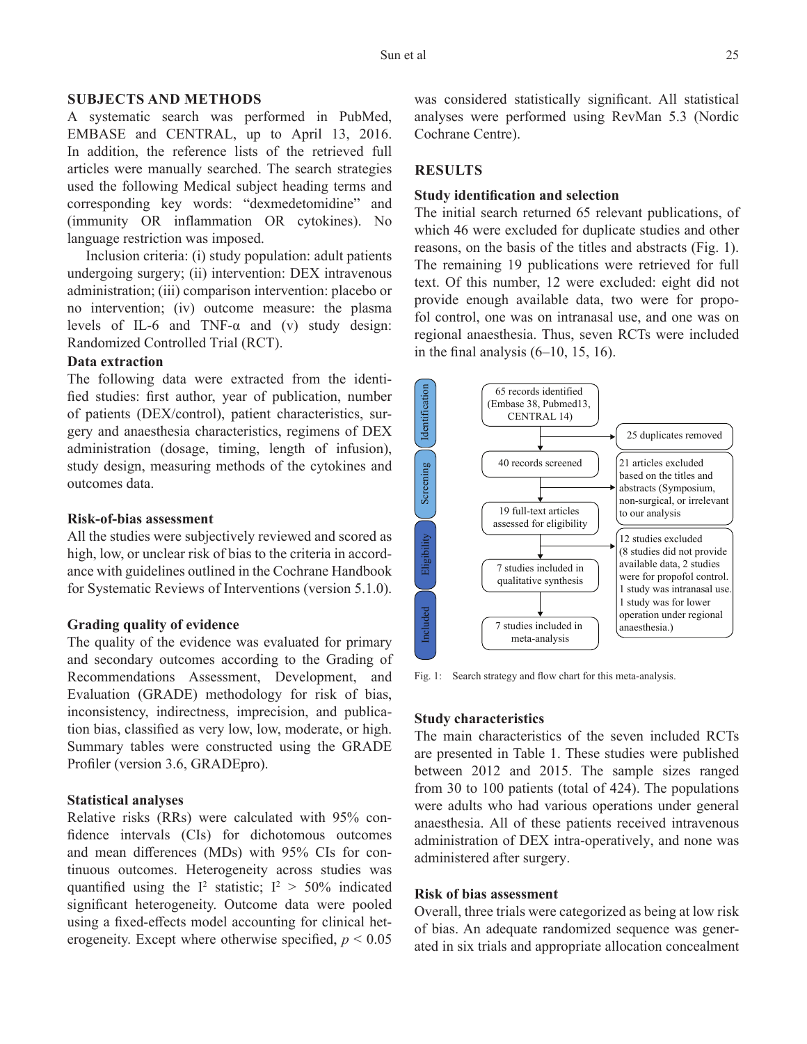## SUBJECTS AND METHODS

A systematic search was performed in PubMed, EMBASE and CENTRAL, up to April 13, 2016. In addition, the reference lists of the retrieved full articles were manually searched. The search strategies used the following Medical subject heading terms and corresponding key words: "dexmedetomidine" and (immunity OR inflammation OR cytokines). No language restriction was imposed.

Inclusion criteria: (i) study population: adult patients undergoing surgery; (ii) intervention: DEX intravenous administration; (iii) comparison intervention: placebo or no intervention; (iv) outcome measure: the plasma levels of IL-6 and TNF-α and (v) study design: Randomized Controlled Trial (RCT).

### Data extraction

The following data were extracted from the identified studies: first author, year of publication, number of patients (DEX/control), patient characteristics, surgery and anaesthesia characteristics, regimens of DEX administration (dosage, timing, length of infusion), study design, measuring methods of the cytokines and outcomes data.

### Risk-of-bias assessment

All the studies were subjectively reviewed and scored as high, low, or unclear risk of bias to the criteria in accordance with guidelines outlined in the Cochrane Handbook for Systematic Reviews of Interventions (version 5.1.0).

### Grading quality of evidence

The quality of the evidence was evaluated for primary and secondary outcomes according to the Grading of Recommendations Assessment, Development, and Evaluation (GRADE) methodology for risk of bias, inconsistency, indirectness, imprecision, and publication bias, classified as very low, low, moderate, or high. Summary tables were constructed using the GRADE Profiler (version 3.6, GRADEpro).

### Statistical analyses

Relative risks (RRs) were calculated with 95% confidence intervals (CIs) for dichotomous outcomes and mean differences (MDs) with 95% CIs for continuous outcomes. Heterogeneity across studies was quantified using the $I^2$ statistic; $I^2 > 50\%$ indicated significant heterogeneity. Outcome data were pooled using a fixed-effects model accounting for clinical heterogeneity. Except where otherwise specified, $p < 0.05$ was considered statistically significant. All statistical analyses were performed using RevMan 5.3 (Nordic Cochrane Centre).

## RESULTS

### Study identification and selection

The initial search returned 65 relevant publications, of which 46 were excluded for duplicate studies and other reasons, on the basis of the titles and abstracts (Fig. 1). The remaining 19 publications were retrieved for full text. Of this number, 12 were excluded: eight did not provide enough available data, two were for propofol control, one was on intranasal use, and one was on regional anaesthesia. Thus, seven RCTs were included in the final analysis (6–10, 15, 16).

Identification: 65 records identified (Embase 38, Pubmed13, CENTRAL 14) → 25 duplicates removed

Screening: 40 records screened → 21 articles excluded based on the titles and abstracts (Symposium, non-surgical, or irrelevant to our analysis)

Eligibility: 19 full-text articles assessed for eligibility → 12 studies excluded (8 studies did not provide available data, 2 studies were for propofol control. 1 study was intranasal use. 1 study was for lower operation under regional anaesthesia.)

7 studies included in qualitative synthesis

Included: 7 studies included in meta-analysis

Fig. 1: Search strategy and flow chart for this meta-analysis.

### Study characteristics

The main characteristics of the seven included RCTs are presented in Table 1. These studies were published between 2012 and 2015. The sample sizes ranged from 30 to 100 patients (total of 424). The populations were adults who had various operations under general anaesthesia. All of these patients received intravenous administration of DEX intra-operatively, and none was administered after surgery.

### Risk of bias assessment

Overall, three trials were categorized as being at low risk of bias. An adequate randomized sequence was generated in six trials and appropriate allocation concealment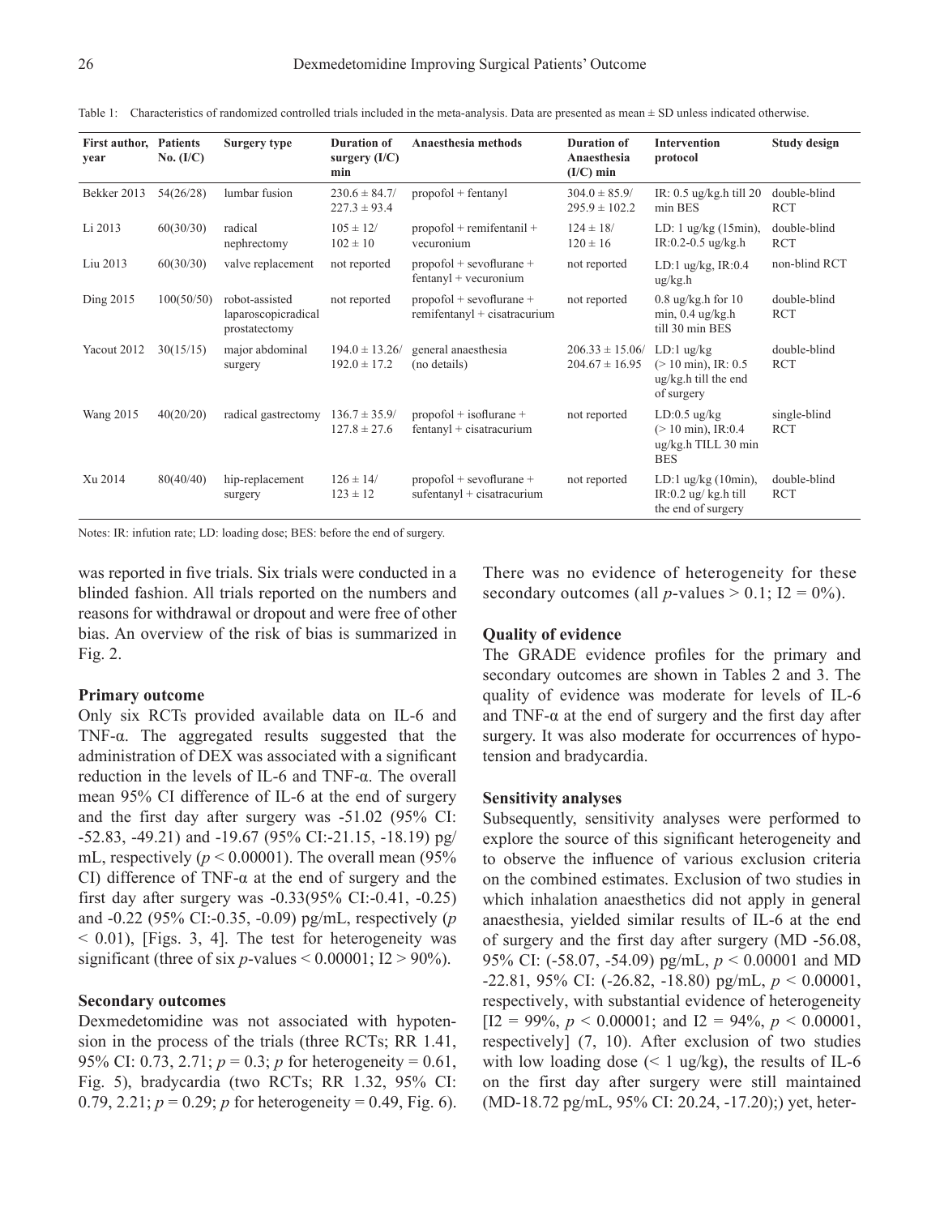Table 1: Characteristics of randomized controlled trials included in the meta-analysis. Data are presented as mean ± SD unless indicated otherwise.

| First author, year | Patients No. (I/C) | Surgery type | Duration of surgery (I/C) min | Anaesthesia methods | Duration of Anaesthesia (I/C) min | Intervention protocol | Study design |
|---|---|---|---|---|---|---|---|
| Bekker 2013 | 54(26/28) | lumbar fusion | 230.6 ± 84.7/ 227.3 ± 93.4 | propofol + fentanyl | 304.0 ± 85.9/ 295.9 ± 102.2 | IR: 0.5 ug/kg.h till 20 min BES | double-blind RCT |
| Li 2013 | 60(30/30) | radical nephrectomy | 105 ± 12/ 102 ± 10 | propofol + remifentanil + vecuronium | 124 ± 18/ 120 ± 16 | LD: 1 ug/kg (15min), IR:0.2-0.5 ug/kg.h | double-blind RCT |
| Liu 2013 | 60(30/30) | valve replacement | not reported | propofol + sevoflurane + fentanyl + vecuronium | not reported | LD:1 ug/kg, IR:0.4 ug/kg.h | non-blind RCT |
| Ding 2015 | 100(50/50) | robot-assisted laparoscopicradical prostatectomy | not reported | propofol + sevoflurane + remifentanyl + cisatracurium | not reported | 0.8 ug/kg.h for 10 min, 0.4 ug/kg.h till 30 min BES | double-blind RCT |
| Yacout 2012 | 30(15/15) | major abdominal surgery | 194.0 ± 13.26/ 192.0 ± 17.2 | general anaesthesia (no details) | 206.33 ± 15.06/ 204.67 ± 16.95 | LD:1 ug/kg (> 10 min), IR: 0.5 ug/kg.h till the end of surgery | double-blind RCT |
| Wang 2015 | 40(20/20) | radical gastrectomy | 136.7 ± 35.9/ 127.8 ± 27.6 | propofol + isoflurane + fentanyl + cisatracurium | not reported | LD:0.5 ug/kg (> 10 min), IR:0.4 ug/kg.h TILL 30 min BES | single-blind RCT |
| Xu 2014 | 80(40/40) | hip-replacement surgery | 126 ± 14/ 123 ± 12 | propofol + sevoflurane + sufentanyl + cisatracurium | not reported | LD:1 ug/kg (10min), IR:0.2 ug/ kg.h till the end of surgery | double-blind RCT |

Notes: IR: infution rate; LD: loading dose; BES: before the end of surgery.

was reported in five trials. Six trials were conducted in a blinded fashion. All trials reported on the numbers and reasons for withdrawal or dropout and were free of other bias. An overview of the risk of bias is summarized in Fig. 2.

### Primary outcome

Only six RCTs provided available data on IL-6 and TNF-α. The aggregated results suggested that the administration of DEX was associated with a significant reduction in the levels of IL-6 and TNF-α. The overall mean 95% CI difference of IL-6 at the end of surgery and the first day after surgery was -51.02 (95% CI: -52.83, -49.21) and -19.67 (95% CI:-21.15, -18.19) pg/mL, respectively ($p < 0.00001$). The overall mean (95% CI) difference of TNF-α at the end of surgery and the first day after surgery was -0.33(95% CI:-0.41, -0.25) and -0.22 (95% CI:-0.35, -0.09) pg/mL, respectively ($p < 0.01$), [Figs. 3, 4]. The test for heterogeneity was significant (three of six $p$-values < 0.00001; $I2 > 90\%$).

### Secondary outcomes

Dexmedetomidine was not associated with hypotension in the process of the trials (three RCTs; RR 1.41, 95% CI: 0.73, 2.71; $p = 0.3$; $p$ for heterogeneity = 0.61, Fig. 5), bradycardia (two RCTs; RR 1.32, 95% CI: 0.79, 2.21; $p = 0.29$; $p$ for heterogeneity = 0.49, Fig. 6). There was no evidence of heterogeneity for these secondary outcomes (all $p$-values > 0.1; $I2 = 0\%$).

### Quality of evidence

The GRADE evidence profiles for the primary and secondary outcomes are shown in Tables 2 and 3. The quality of evidence was moderate for levels of IL-6 and TNF-α at the end of surgery and the first day after surgery. It was also moderate for occurrences of hypotension and bradycardia.

### Sensitivity analyses

Subsequently, sensitivity analyses were performed to explore the source of this significant heterogeneity and to observe the influence of various exclusion criteria on the combined estimates. Exclusion of two studies in which inhalation anaesthetics did not apply in general anaesthesia, yielded similar results of IL-6 at the end of surgery and the first day after surgery (MD -56.08, 95% CI: (-58.07, -54.09) pg/mL, $p < 0.00001$ and MD -22.81, 95% CI: (-26.82, -18.80) pg/mL, $p < 0.00001$, respectively, with substantial evidence of heterogeneity [$I2 = 99\%$, $p < 0.00001$; and $I2 = 94\%$, $p < 0.00001$, respectively] (7, 10). After exclusion of two studies with low loading dose (< 1 ug/kg), the results of IL-6 on the first day after surgery were still maintained (MD-18.72 pg/mL, 95% CI: 20.24, -17.20);) yet, heter-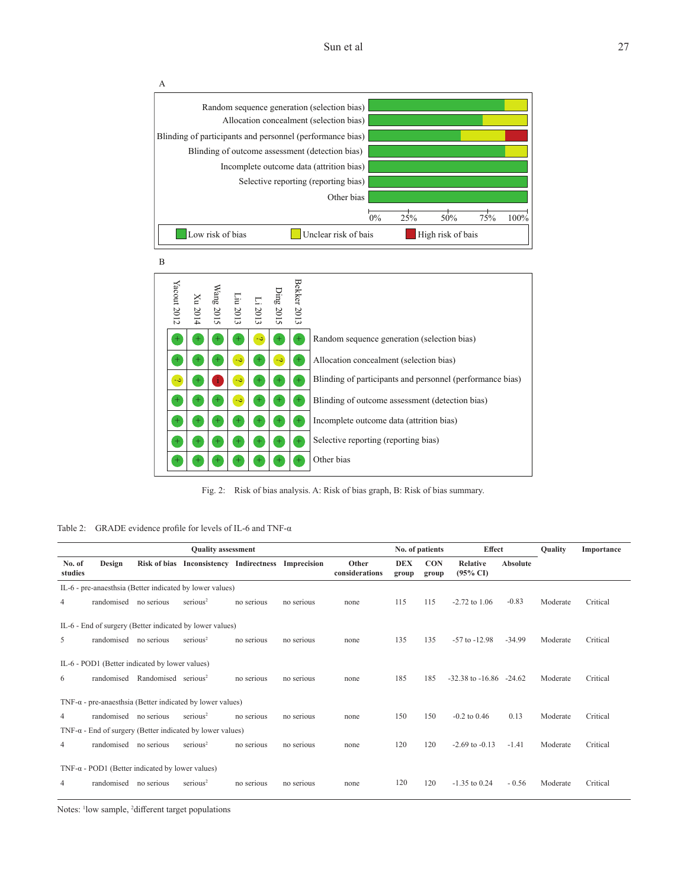A

| | Low risk of bias | Unclear risk of bais | High risk of bais |
|---|---|---|---|
| Random sequence generation (selection bias) | | | |
| Allocation concealment (selection bias) | | | |
| Blinding of participants and personnel (performance bias) | | | |
| Blinding of outcome assessment (detection bias) | | | |
| Incomplete outcome data (attrition bias) | | | |
| Selective reporting (reporting bias) | | | |
| Other bias | | | |

B

| | Yacout 2012 | Xu 2014 | Wang 2015 | Liu 2013 | Li 2013 | Ding 2015 | Bekker 2013 |
|---|---|---|---|---|---|---|---|
| Random sequence generation (selection bias) | + | + | + | + | ? | + | + |
| Allocation concealment (selection bias) | + | + | + | ? | + | ? | + |
| Blinding of participants and personnel (performance bias) | ? | + | − | ? | + | + | + |
| Blinding of outcome assessment (detection bias) | + | + | + | ? | + | + | + |
| Incomplete outcome data (attrition bias) | + | + | + | + | + | + | + |
| Selective reporting (reporting bias) | + | + | + | + | + | + | + |
| Other bias | + | + | + | + | + | + | + |

Fig. 2: Risk of bias analysis. A: Risk of bias graph, B: Risk of bias summary.

Table 2: GRADE evidence profile for levels of IL-6 and TNF-α

| Quality assessment | | | | | | | No. of patients | | Effect | | Quality | Importance |
|---|---|---|---|---|---|---|---|---|---|---|---|---|
| No. of studies | Design | Risk of bias | Inconsistency | Indirectness | Imprecision | Other considerations | DEX group | CON group | Relative (95% CI) | Absolute | | |
| IL-6 - pre-anaesthsia (Better indicated by lower values) | | | | | | | | | | | | |
| 4 | randomised | no serious | serious[2] | no serious | no serious | none | 115 | 115 | -2.72 to 1.06 | -0.83 | Moderate | Critical |
| IL-6 - End of surgery (Better indicated by lower values) | | | | | | | | | | | | |
| 5 | randomised | no serious | serious[2] | no serious | no serious | none | 135 | 135 | -57 to -12.98 | -34.99 | Moderate | Critical |
| IL-6 - POD1 (Better indicated by lower values) | | | | | | | | | | | | |
| 6 | randomised | Randomised | serious[2] | no serious | no serious | none | 185 | 185 | -32.38 to -16.86 | -24.62 | Moderate | Critical |
| TNF-α - pre-anaesthsia (Better indicated by lower values) | | | | | | | | | | | | |
| 4 | randomised | no serious | serious[2] | no serious | no serious | none | 150 | 150 | -0.2 to 0.46 | 0.13 | Moderate | Critical |
| TNF-α - End of surgery (Better indicated by lower values) | | | | | | | | | | | | |
| 4 | randomised | no serious | serious[2] | no serious | no serious | none | 120 | 120 | -2.69 to -0.13 | -1.41 | Moderate | Critical |
| TNF-α - POD1 (Better indicated by lower values) | | | | | | | | | | | | |
| 4 | randomised | no serious | serious[2] | no serious | no serious | none | 120 | 120 | -1.35 to 0.24 | - 0.56 | Moderate | Critical |

Notes: [1]low sample, [2]different target populations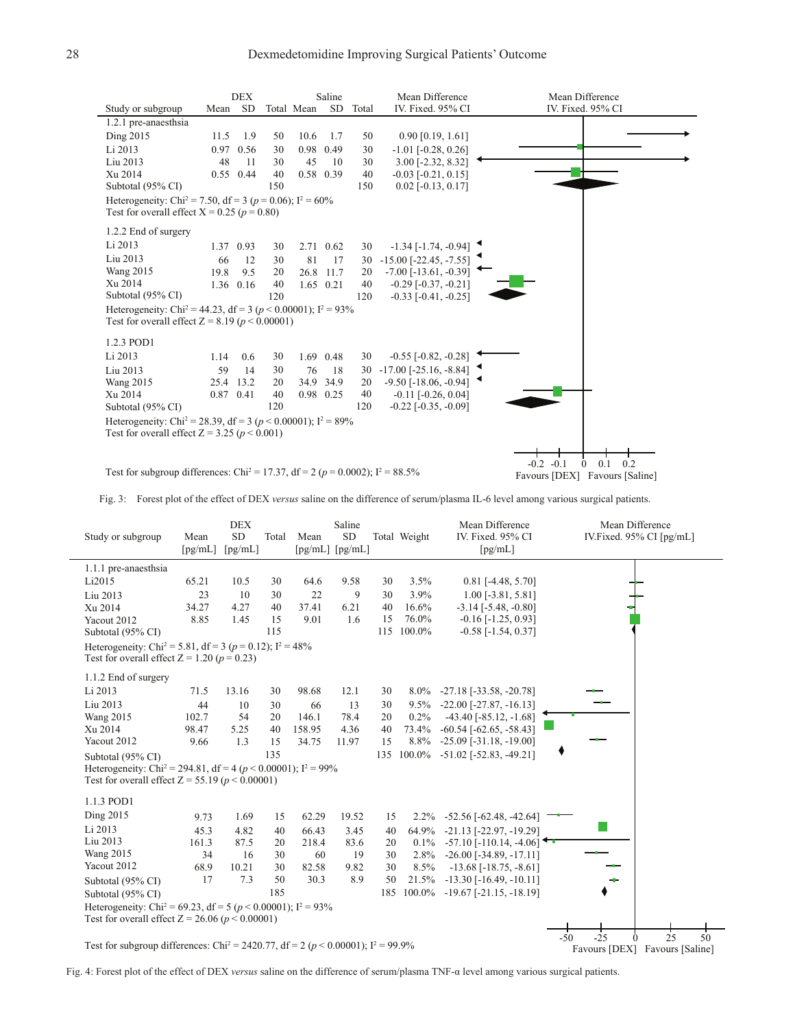| Study or subgroup | DEX Mean | DEX SD | DEX Total | Saline Mean | Saline SD | Saline Total | Mean Difference IV. Fixed. 95% CI |
|---|---|---|---|---|---|---|---|
| **1.2.1 pre-anaesthsia** | | | | | | | |
| Ding 2015 | 11.5 | 1.9 | 50 | 10.6 | 1.7 | 50 | 0.90 [0.19, 1.61] |
| Li 2013 | 0.97 | 0.56 | 30 | 0.98 | 0.49 | 30 | -1.01 [-0.28, 0.26] |
| Liu 2013 | 48 | 11 | 30 | 45 | 10 | 30 | 3.00 [-2.32, 8.32] |
| Xu 2014 | 0.55 | 0.44 | 40 | 0.58 | 0.39 | 40 | -0.03 [-0.21, 0.15] |
| Subtotal (95% CI) | | | 150 | | | 150 | 0.02 [-0.13, 0.17] |
| Heterogeneity: $Chi^2 = 7.50$, df = 3 ($p = 0.06$); $I^2 = 60\%$ | | | | | | | |
| Test for overall effect X = 0.25 ($p = 0.80$) | | | | | | | |
| **1.2.2 End of surgery** | | | | | | | |
| Li 2013 | 1.37 | 0.93 | 30 | 2.71 | 0.62 | 30 | -1.34 [-1.74, -0.94] |
| Liu 2013 | 66 | 12 | 30 | 81 | 17 | 30 | -15.00 [-22.45, -7.55] |
| Wang 2015 | 19.8 | 9.5 | 20 | 26.8 | 11.7 | 20 | -7.00 [-13.61, -0.39] |
| Xu 2014 | 1.36 | 0.16 | 40 | 1.65 | 0.21 | 40 | -0.29 [-0.37, -0.21] |
| Subtotal (95% CI) | | | 120 | | | 120 | -0.33 [-0.41, -0.25] |
| Heterogeneity: $Chi^2 = 44.23$, df = 3 ($p < 0.00001$); $I^2 = 93\%$ | | | | | | | |
| Test for overall effect Z = 8.19 ($p < 0.00001$) | | | | | | | |
| **1.2.3 POD1** | | | | | | | |
| Li 2013 | 1.14 | 0.6 | 30 | 1.69 | 0.48 | 30 | -0.55 [-0.82, -0.28] |
| Liu 2013 | 59 | 14 | 30 | 76 | 18 | 30 | -17.00 [-25.16, -8.84] |
| Wang 2015 | 25.4 | 13.2 | 20 | 34.9 | 34.9 | 20 | -9.50 [-18.06, -0.94] |
| Xu 2014 | 0.87 | 0.41 | 40 | 0.98 | 0.25 | 40 | -0.11 [-0.26, 0.04] |
| Subtotal (95% CI) | | | 120 | | | 120 | -0.22 [-0.35, -0.09] |
| Heterogeneity: $Chi^2 = 28.39$, df = 3 ($p < 0.00001$); $I^2 = 89\%$ | | | | | | | |
| Test for overall effect Z = 3.25 ($p < 0.001$) | | | | | | | |

Test for subgroup differences: $Chi^2 = 17.37$, df = 2 ($p = 0.0002$); $I^2 = 88.5\%$

Favours [DEX] Favours [Saline]

Fig. 3: Forest plot of the effect of DEX *versus* saline on the difference of serum/plasma IL-6 level among various surgical patients.

| Study or subgroup | DEX Mean [pg/mL] | DEX SD [pg/mL] | DEX Total | Saline Mean [pg/mL] | Saline SD [pg/mL] | Saline Total | Weight | Mean Difference IV. Fixed. 95% CI [pg/mL] |
|---|---|---|---|---|---|---|---|---|
| **1.1.1 pre-anaesthsia** | | | | | | | | |
| Li2015 | 65.21 | 10.5 | 30 | 64.6 | 9.58 | 30 | 3.5% | 0.81 [-4.48, 5.70] |
| Liu 2013 | 23 | 10 | 30 | 22 | 9 | 30 | 3.9% | 1.00 [-3.81, 5.81] |
| Xu 2014 | 34.27 | 4.27 | 40 | 37.41 | 6.21 | 40 | 16.6% | -3.14 [-5.48, -0.80] |
| Yacout 2012 | 8.85 | 1.45 | 15 | 9.01 | 1.6 | 15 | 76.0% | -0.16 [-1.25, 0.93] |
| Subtotal (95% CI) | | | 115 | | | 115 | 100.0% | -0.58 [-1.54, 0.37] |
| Heterogeneity: $Chi^2 = 5.81$, df = 3 ($p = 0.12$); $I^2 = 48\%$ | | | | | | | | |
| Test for overall effect Z = 1.20 ($p = 0.23$) | | | | | | | | |
| **1.1.2 End of surgery** | | | | | | | | |
| Li 2013 | 71.5 | 13.16 | 30 | 98.68 | 12.1 | 30 | 8.0% | -27.18 [-33.58, -20.78] |
| Liu 2013 | 44 | 10 | 30 | 66 | 13 | 30 | 9.5% | -22.00 [-27.87, -16.13] |
| Wang 2015 | 102.7 | 54 | 20 | 146.1 | 78.4 | 20 | 0.2% | -43.40 [-85.12, -1.68] |
| Xu 2014 | 98.47 | 5.25 | 40 | 158.95 | 4.36 | 40 | 73.4% | -60.54 [-62.65, -58.43] |
| Yacout 2012 | 9.66 | 1.3 | 15 | 34.75 | 11.97 | 15 | 8.8% | -25.09 [-31.18, -19.00] |
| Subtotal (95% CI) | | | 135 | | | 135 | 100.0% | -51.02 [-52.83, -49.21] |
| Heterogeneity: $Chi^2 = 294.81$, df = 4 ($p < 0.00001$); $I^2 = 99\%$ | | | | | | | | |
| Test for overall effect Z = 55.19 ($p < 0.00001$) | | | | | | | | |
| **1.1.3 POD1** | | | | | | | | |
| Ding 2015 | 9.73 | 1.69 | 15 | 62.29 | 19.52 | 15 | 2.2% | -52.56 [-62.48, -42.64] |
| Li 2013 | 45.3 | 4.82 | 40 | 66.43 | 3.45 | 40 | 64.9% | -21.13 [-22.97, -19.29] |
| Liu 2013 | 161.3 | 87.5 | 20 | 218.4 | 83.6 | 20 | 0.1% | -57.10 [-110.14, -4.06] |
| Wang 2015 | 34 | 16 | 30 | 60 | 19 | 30 | 2.8% | -26.00 [-34.89, -17.11] |
| Yacout 2012 | 68.9 | 10.21 | 30 | 82.58 | 9.82 | 30 | 8.5% | -13.68 [-18.75, -8.61] |
| Subtotal (95% CI) | 17 | 7.3 | 50 | 30.3 | 8.9 | 50 | 21.5% | -13.30 [-16.49, -10.11] |
| Subtotal (95% CI) | | | 185 | | | 185 | 100.0% | -19.67 [-21.15, -18.19] |
| Heterogeneity: $Chi^2 = 69.23$, df = 5 ($p < 0.00001$); $I^2 = 93\%$ | | | | | | | | |
| Test for overall effect Z = 26.06 ($p < 0.00001$) | | | | | | | | |

Test for subgroup differences: $Chi^2 = 2420.77$, df = 2 ($p < 0.00001$); $I^2 = 99.9\%$

Favours [DEX] Favours [Saline]

Fig. 4: Forest plot of the effect of DEX *versus* saline on the difference of serum/plasma TNF-α level among various surgical patients.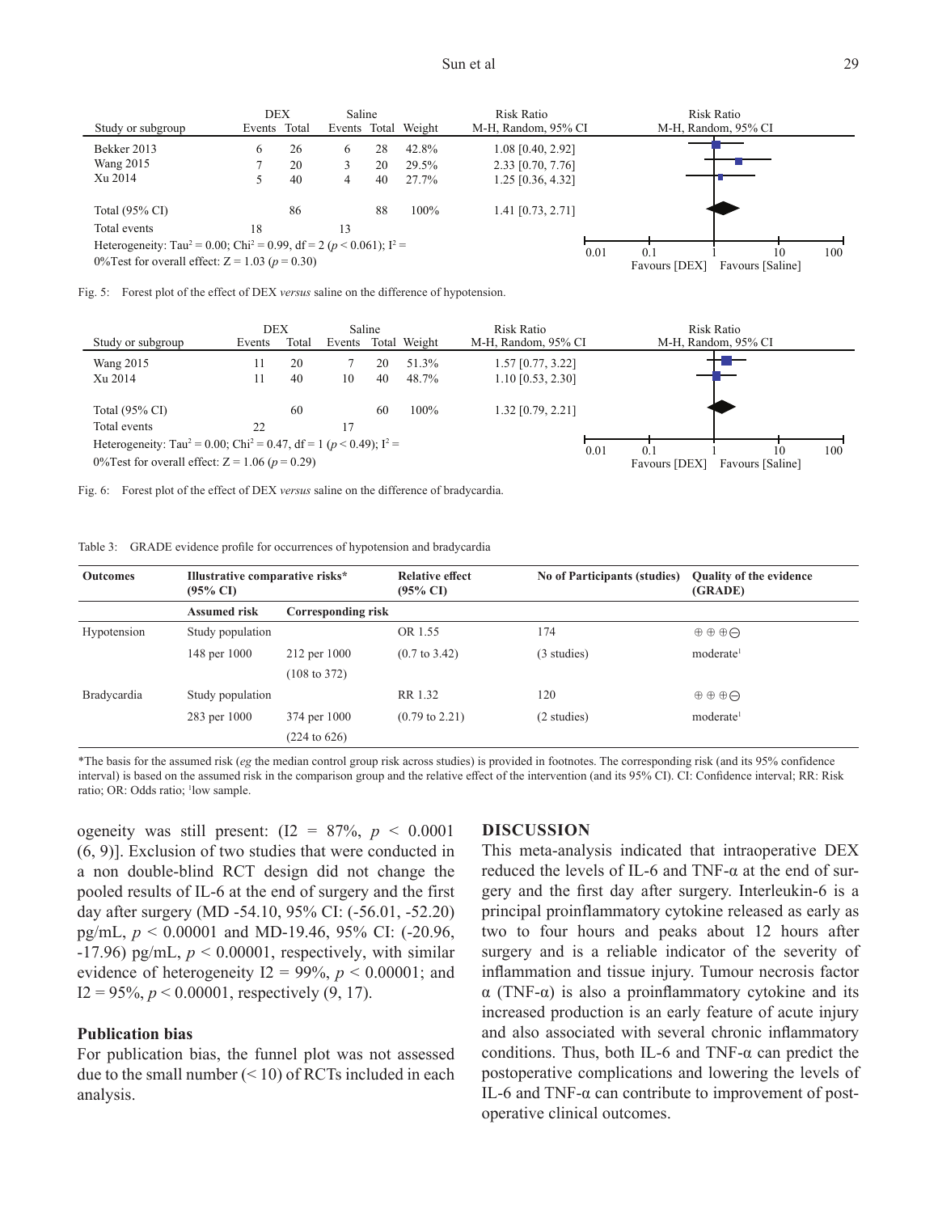| Study or subgroup | DEX Events | DEX Total | Saline Events | Saline Total | Weight | Risk Ratio M-H, Random, 95% CI |
|---|---|---|---|---|---|---|
| Bekker 2013 | 6 | 26 | 6 | 28 | 42.8% | 1.08 [0.40, 2.92] |
| Wang 2015 | 7 | 20 | 3 | 20 | 29.5% | 2.33 [0.70, 7.76] |
| Xu 2014 | 5 | 40 | 4 | 40 | 27.7% | 1.25 [0.36, 4.32] |
| Total (95% CI) | | 86 | | 88 | 100% | 1.41 [0.73, 2.71] |
| Total events | 18 | | 13 | | | |

Heterogeneity: $Tau^2 = 0.00$; $Chi^2 = 0.99$, df = 2 ($p < 0.061$); $I^2 =$ 0%Test for overall effect: Z = 1.03 ($p = 0.30$)

Favours [DEX] Favours [Saline]

Fig. 5: Forest plot of the effect of DEX *versus* saline on the difference of hypotension.

| Study or subgroup | DEX Events | DEX Total | Saline Events | Saline Total | Weight | Risk Ratio M-H, Random, 95% CI |
|---|---|---|---|---|---|---|
| Wang 2015 | 11 | 20 | 7 | 20 | 51.3% | 1.57 [0.77, 3.22] |
| Xu 2014 | 11 | 40 | 10 | 40 | 48.7% | 1.10 [0.53, 2.30] |
| Total (95% CI) | | 60 | | 60 | 100% | 1.32 [0.79, 2.21] |
| Total events | 22 | | 17 | | | |

Heterogeneity: $Tau^2 = 0.00$; $Chi^2 = 0.47$, df = 1 ($p < 0.49$); $I^2 =$ 0%Test for overall effect: Z = 1.06 ($p = 0.29$)

Favours [DEX] Favours [Saline]

Fig. 6: Forest plot of the effect of DEX *versus* saline on the difference of bradycardia.

Table 3: GRADE evidence profile for occurrences of hypotension and bradycardia

| Outcomes | Illustrative comparative risks* (95% CI) | | Relative effect (95% CI) | No of Participants (studies) | Quality of the evidence (GRADE) |
|---|---|---|---|---|---|
| | Assumed risk | Corresponding risk | | | |
| Hypotension | Study population | | OR 1.55 | 174 | ⊕⊕⊕⊖ |
| | 148 per 1000 | 212 per 1000 (108 to 372) | (0.7 to 3.42) | (3 studies) | moderate[1] |
| Bradycardia | Study population | | RR 1.32 | 120 | ⊕⊕⊕⊖ |
| | 283 per 1000 | 374 per 1000 (224 to 626) | (0.79 to 2.21) | (2 studies) | moderate[1] |

*The basis for the assumed risk (*eg* the median control group risk across studies) is provided in footnotes. The corresponding risk (and its 95% confidence interval) is based on the assumed risk in the comparison group and the relative effect of the intervention (and its 95% CI). CI: Confidence interval; RR: Risk ratio; OR: Odds ratio; [1]low sample.

ogeneity was still present: (I2 = 87%, $p < 0.0001$ (6, 9)]. Exclusion of two studies that were conducted in a non double-blind RCT design did not change the pooled results of IL-6 at the end of surgery and the first day after surgery (MD -54.10, 95% CI: (-56.01, -52.20) pg/mL, $p < 0.00001$ and MD-19.46, 95% CI: (-20.96, -17.96) pg/mL, $p < 0.00001$, respectively, with similar evidence of heterogeneity I2 = 99%, $p < 0.00001$; and I2 = 95%, $p < 0.00001$, respectively (9, 17).

### Publication bias

For publication bias, the funnel plot was not assessed due to the small number (< 10) of RCTs included in each analysis.

## DISCUSSION

This meta-analysis indicated that intraoperative DEX reduced the levels of IL-6 and TNF-α at the end of surgery and the first day after surgery. Interleukin-6 is a principal proinflammatory cytokine released as early as two to four hours and peaks about 12 hours after surgery and is a reliable indicator of the severity of inflammation and tissue injury. Tumour necrosis factor α (TNF-α) is also a proinflammatory cytokine and its increased production is an early feature of acute injury and also associated with several chronic inflammatory conditions. Thus, both IL-6 and TNF-α can predict the postoperative complications and lowering the levels of IL-6 and TNF-α can contribute to improvement of postoperative clinical outcomes.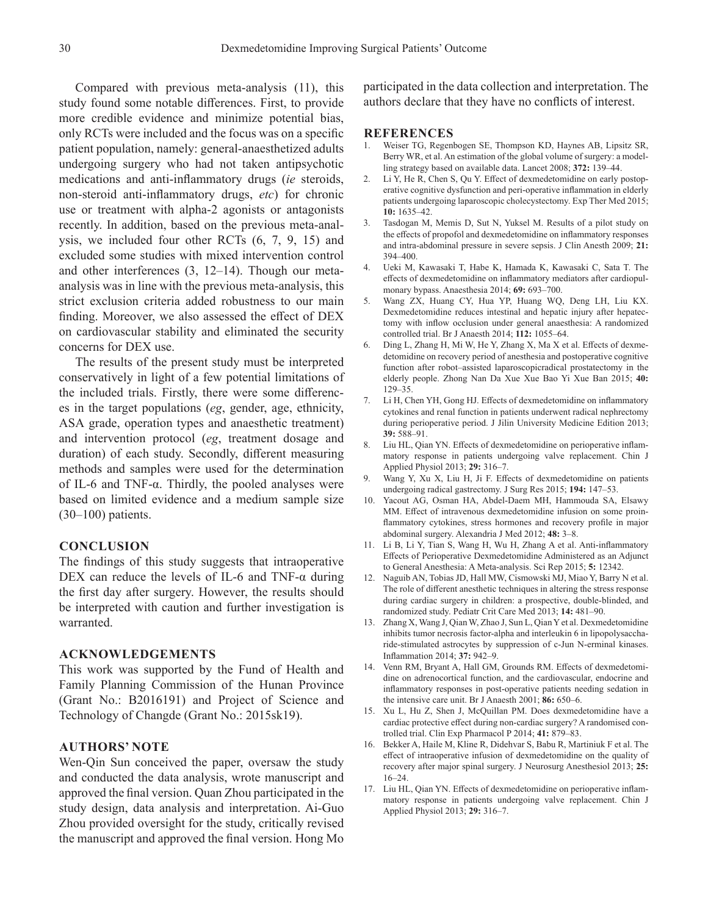Compared with previous meta-analysis (11), this study found some notable differences. First, to provide more credible evidence and minimize potential bias, only RCTs were included and the focus was on a specific patient population, namely: general-anaesthetized adults undergoing surgery who had not taken antipsychotic medications and anti-inflammatory drugs (*ie* steroids, non-steroid anti-inflammatory drugs, *etc*) for chronic use or treatment with alpha-2 agonists or antagonists recently. In addition, based on the previous meta-analysis, we included four other RCTs (6, 7, 9, 15) and excluded some studies with mixed intervention control and other interferences (3, 12–14). Though our meta-analysis was in line with the previous meta-analysis, this strict exclusion criteria added robustness to our main finding. Moreover, we also assessed the effect of DEX on cardiovascular stability and eliminated the security concerns for DEX use.

The results of the present study must be interpreted conservatively in light of a few potential limitations of the included trials. Firstly, there were some differences in the target populations (*eg*, gender, age, ethnicity, ASA grade, operation types and anaesthetic treatment) and intervention protocol (*eg*, treatment dosage and duration) of each study. Secondly, different measuring methods and samples were used for the determination of IL-6 and TNF-α. Thirdly, the pooled analyses were based on limited evidence and a medium sample size (30–100) patients.

## CONCLUSION

The findings of this study suggests that intraoperative DEX can reduce the levels of IL-6 and TNF-α during the first day after surgery. However, the results should be interpreted with caution and further investigation is warranted.

## ACKNOWLEDGEMENTS

This work was supported by the Fund of Health and Family Planning Commission of the Hunan Province (Grant No.: B2016191) and Project of Science and Technology of Changde (Grant No.: 2015sk19).

## AUTHORS' NOTE

Wen-Qin Sun conceived the paper, oversaw the study and conducted the data analysis, wrote manuscript and approved the final version. Quan Zhou participated in the study design, data analysis and interpretation. Ai-Guo Zhou provided oversight for the study, critically revised the manuscript and approved the final version. Hong Mo participated in the data collection and interpretation. The authors declare that they have no conflicts of interest.

## REFERENCES

1. Weiser TG, Regenbogen SE, Thompson KD, Haynes AB, Lipsitz SR, Berry WR, et al. An estimation of the global volume of surgery: a modelling strategy based on available data. Lancet 2008; **372:** 139–44.
2. Li Y, He R, Chen S, Qu Y. Effect of dexmedetomidine on early postoperative cognitive dysfunction and peri-operative inflammation in elderly patients undergoing laparoscopic cholecystectomy. Exp Ther Med 2015; **10:** 1635–42.
3. Tasdogan M, Memis D, Sut N, Yuksel M. Results of a pilot study on the effects of propofol and dexmedetomidine on inflammatory responses and intra-abdominal pressure in severe sepsis. J Clin Anesth 2009; **21:** 394–400.
4. Ueki M, Kawasaki T, Habe K, Hamada K, Kawasaki C, Sata T. The effects of dexmedetomidine on inflammatory mediators after cardiopulmonary bypass. Anaesthesia 2014; **69:** 693–700.
5. Wang ZX, Huang CY, Hua YP, Huang WQ, Deng LH, Liu KX. Dexmedetomidine reduces intestinal and hepatic injury after hepatectomy with inflow occlusion under general anaesthesia: A randomized controlled trial. Br J Anaesth 2014; **112:** 1055–64.
6. Ding L, Zhang H, Mi W, He Y, Zhang X, Ma X et al. Effects of dexmedetomidine on recovery period of anesthesia and postoperative cognitive function after robot–assisted laparoscopicradical prostatectomy in the elderly people. Zhong Nan Da Xue Xue Bao Yi Xue Ban 2015; **40:** 129–35.
7. Li H, Chen YH, Gong HJ. Effects of dexmedetomidine on inflammatory cytokines and renal function in patients underwent radical nephrectomy during perioperative period. J Jilin University Medicine Edition 2013; **39:** 588–91.
8. Liu HL, Qian YN. Effects of dexmedetomidine on perioperative inflammatory response in patients undergoing valve replacement. Chin J Applied Physiol 2013; **29:** 316–7.
9. Wang Y, Xu X, Liu H, Ji F. Effects of dexmedetomidine on patients undergoing radical gastrectomy. J Surg Res 2015; **194:** 147–53.
10. Yacout AG, Osman HA, Abdel-Daem MH, Hammouda SA, Elsawy MM. Effect of intravenous dexmedetomidine infusion on some proinflammatory cytokines, stress hormones and recovery profile in major abdominal surgery. Alexandria J Med 2012; **48:** 3–8.
11. Li B, Li Y, Tian S, Wang H, Wu H, Zhang A et al. Anti-inflammatory Effects of Perioperative Dexmedetomidine Administered as an Adjunct to General Anesthesia: A Meta-analysis. Sci Rep 2015; **5:** 12342.
12. Naguib AN, Tobias JD, Hall MW, Cismowski MJ, Miao Y, Barry N et al. The role of different anesthetic techniques in altering the stress response during cardiac surgery in children: a prospective, double-blinded, and randomized study. Pediatr Crit Care Med 2013; **14:** 481–90.
13. Zhang X, Wang J, Qian W, Zhao J, Sun L, Qian Y et al. Dexmedetomidine inhibits tumor necrosis factor-alpha and interleukin 6 in lipopolysaccharide-stimulated astrocytes by suppression of c-Jun N-erminal kinases. Inflammation 2014; **37:** 942–9.
14. Venn RM, Bryant A, Hall GM, Grounds RM. Effects of dexmedetomidine on adrenocortical function, and the cardiovascular, endocrine and inflammatory responses in post-operative patients needing sedation in the intensive care unit. Br J Anaesth 2001; **86:** 650–6.
15. Xu L, Hu Z, Shen J, McQuillan PM. Does dexmedetomidine have a cardiac protective effect during non-cardiac surgery? A randomised controlled trial. Clin Exp Pharmacol P 2014; **41:** 879–83.
16. Bekker A, Haile M, Kline R, Didehvar S, Babu R, Martiniuk F et al. The effect of intraoperative infusion of dexmedetomidine on the quality of recovery after major spinal surgery. J Neurosurg Anesthesiol 2013; **25:** 16–24.
17. Liu HL, Qian YN. Effects of dexmedetomidine on perioperative inflammatory response in patients undergoing valve replacement. Chin J Applied Physiol 2013; **29:** 316–7.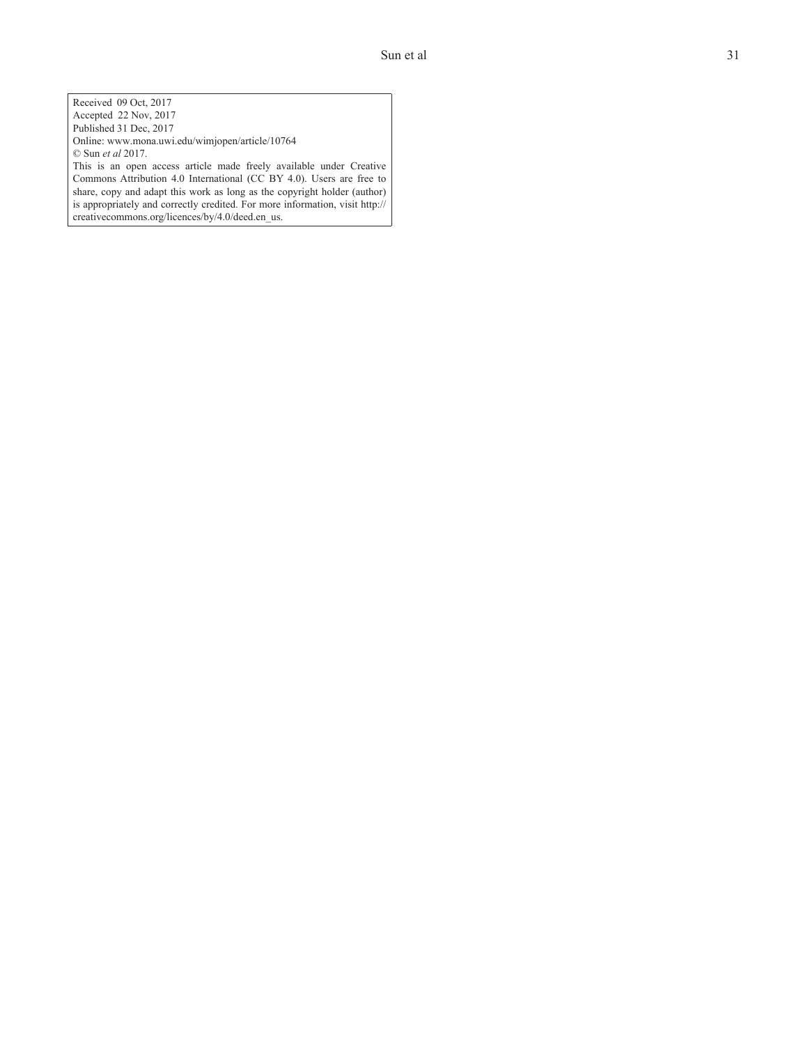Received 09 Oct, 2017
Accepted 22 Nov, 2017
Published 31 Dec, 2017
Online: www.mona.uwi.edu/wimjopen/article/10764
© Sun *et al* 2017.
This is an open access article made freely available under Creative Commons Attribution 4.0 International (CC BY 4.0). Users are free to share, copy and adapt this work as long as the copyright holder (author) is appropriately and correctly credited. For more information, visit http://creativecommons.org/licences/by/4.0/deed.en_us.